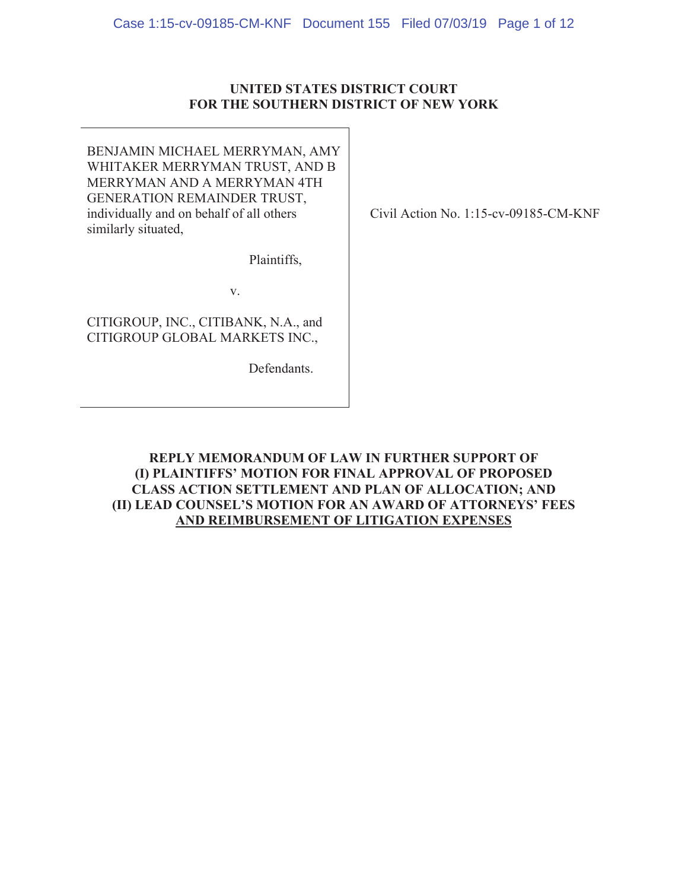**UNITED STATES DISTRICT COURT**
**FOR THE SOUTHERN DISTRICT OF NEW YORK**

| | |
|---|---|
| BENJAMIN MICHAEL MERRYMAN, AMY WHITAKER MERRYMAN TRUST, AND B MERRYMAN AND A MERRYMAN 4TH GENERATION REMAINDER TRUST, individually and on behalf of all others similarly situated,<br><br>Plaintiffs,<br><br>v.<br><br>CITIGROUP, INC., CITIBANK, N.A., and CITIGROUP GLOBAL MARKETS INC.,<br><br>Defendants. | Civil Action No. 1:15-cv-09185-CM-KNF |

**REPLY MEMORANDUM OF LAW IN FURTHER SUPPORT OF (I) PLAINTIFFS' MOTION FOR FINAL APPROVAL OF PROPOSED CLASS ACTION SETTLEMENT AND PLAN OF ALLOCATION; AND (II) LEAD COUNSEL'S MOTION FOR AN AWARD OF ATTORNEYS' FEES AND REIMBURSEMENT OF LITIGATION EXPENSES**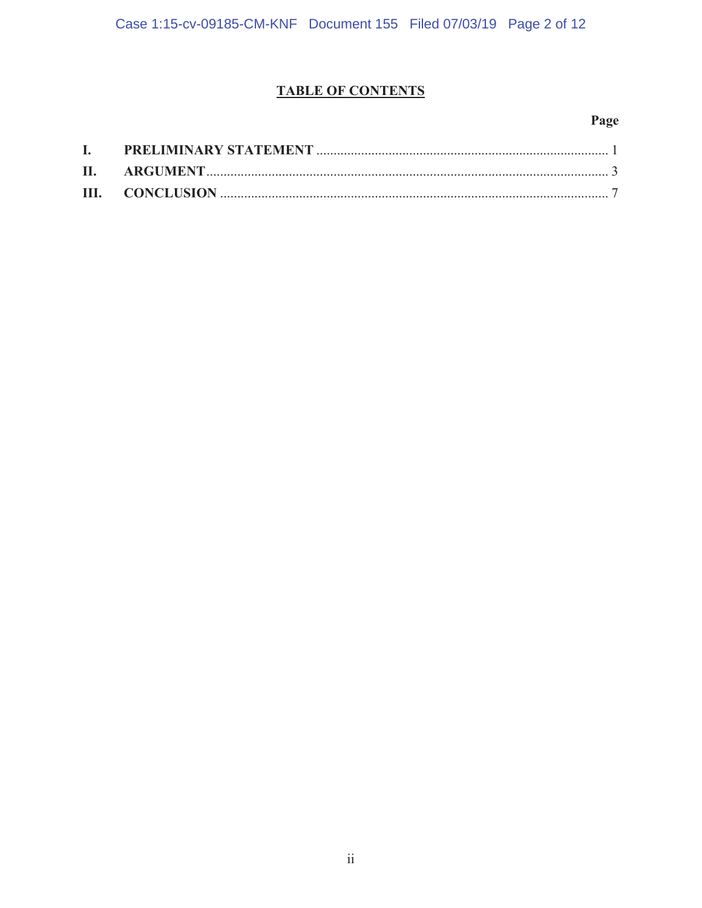# TABLE OF CONTENTS

| | | Page |
|---|---|---|
| I. | PRELIMINARY STATEMENT | 1 |
| II. | ARGUMENT | 3 |
| III. | CONCLUSION | 7 |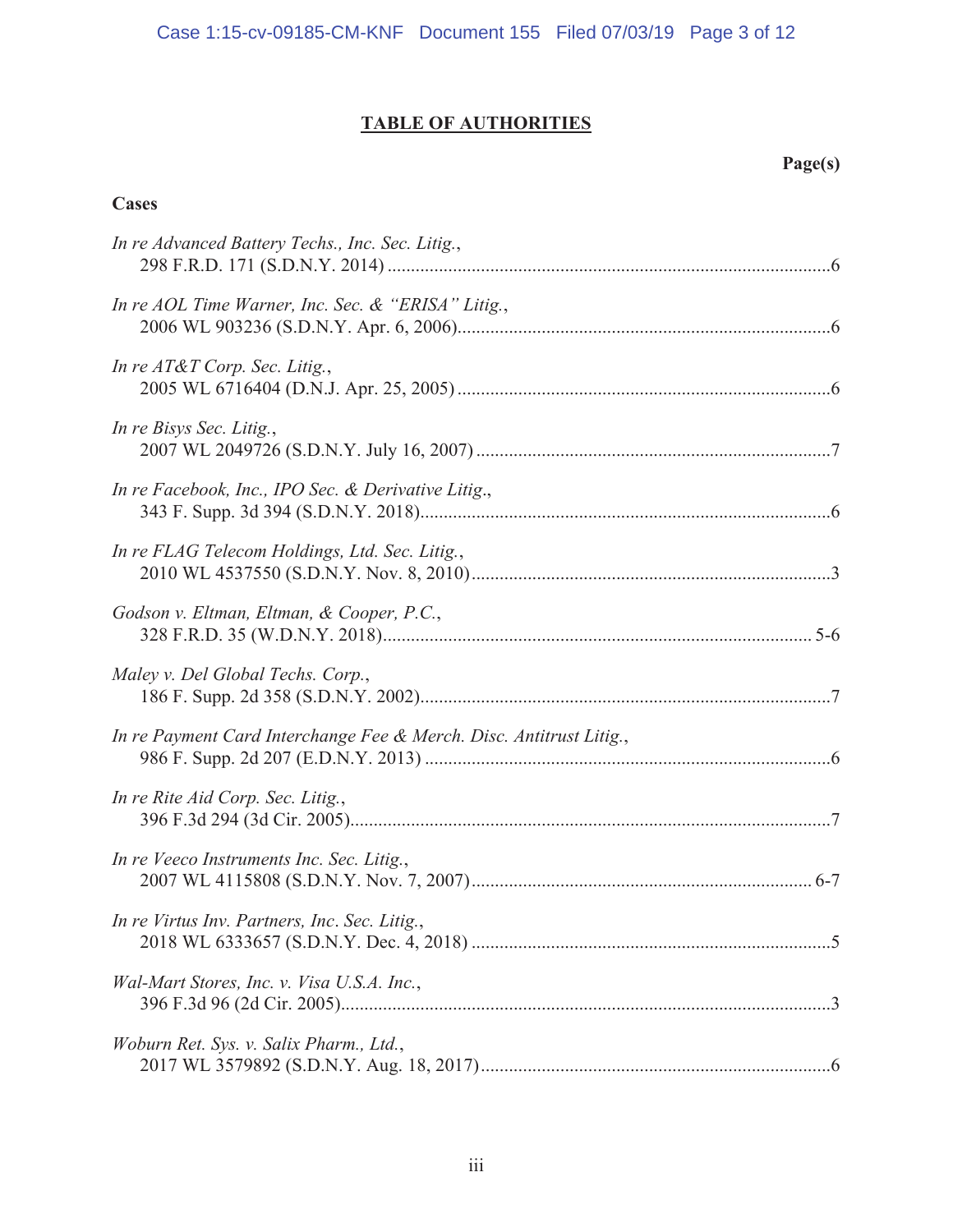# TABLE OF AUTHORITIES

**Page(s)**

**Cases**

*In re Advanced Battery Techs., Inc. Sec. Litig.*,
298 F.R.D. 171 (S.D.N.Y. 2014) ....................................................................................6

*In re AOL Time Warner, Inc. Sec. & "ERISA" Litig.*,
2006 WL 903236 (S.D.N.Y. Apr. 6, 2006)......................................................................6

*In re AT&T Corp. Sec. Litig.*,
2005 WL 6716404 (D.N.J. Apr. 25, 2005) ......................................................................6

*In re Bisys Sec. Litig.*,
2007 WL 2049726 (S.D.N.Y. July 16, 2007) ..................................................................7

*In re Facebook, Inc., IPO Sec. & Derivative Litig.*,
343 F. Supp. 3d 394 (S.D.N.Y. 2018)..............................................................................6

*In re FLAG Telecom Holdings, Ltd. Sec. Litig.*,
2010 WL 4537550 (S.D.N.Y. Nov. 8, 2010)....................................................................3

*Godson v. Eltman, Eltman, & Cooper, P.C.*,
328 F.R.D. 35 (W.D.N.Y. 2018).................................................................................. 5-6

*Maley v. Del Global Techs. Corp.*,
186 F. Supp. 2d 358 (S.D.N.Y. 2002)..............................................................................7

*In re Payment Card Interchange Fee & Merch. Disc. Antitrust Litig.*,
986 F. Supp. 2d 207 (E.D.N.Y. 2013) .............................................................................6

*In re Rite Aid Corp. Sec. Litig.*,
396 F.3d 294 (3d Cir. 2005).............................................................................................7

*In re Veeco Instruments Inc. Sec. Litig.*,
2007 WL 4115808 (S.D.N.Y. Nov. 7, 2007)............................................................... 6-7

*In re Virtus Inv. Partners, Inc. Sec. Litig.*,
2018 WL 6333657 (S.D.N.Y. Dec. 4, 2018) ...................................................................5

*Wal-Mart Stores, Inc. v. Visa U.S.A. Inc.*,
396 F.3d 96 (2d Cir. 2005)...............................................................................................3

*Woburn Ret. Sys. v. Salix Pharm., Ltd.*,
2017 WL 3579892 (S.D.N.Y. Aug. 18, 2017)..................................................................6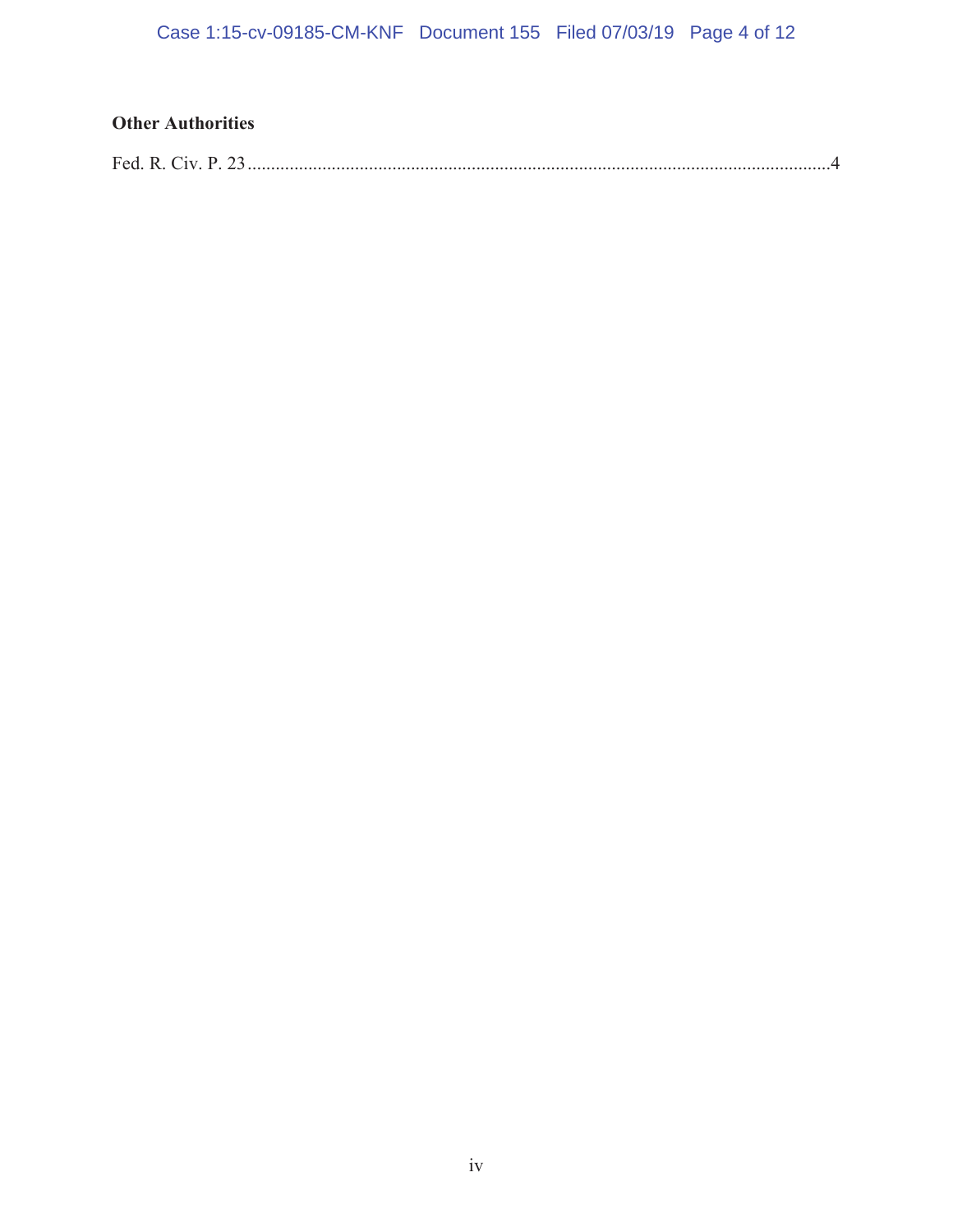**Other Authorities**

Fed. R. Civ. P. 23 .............................................................................................................................4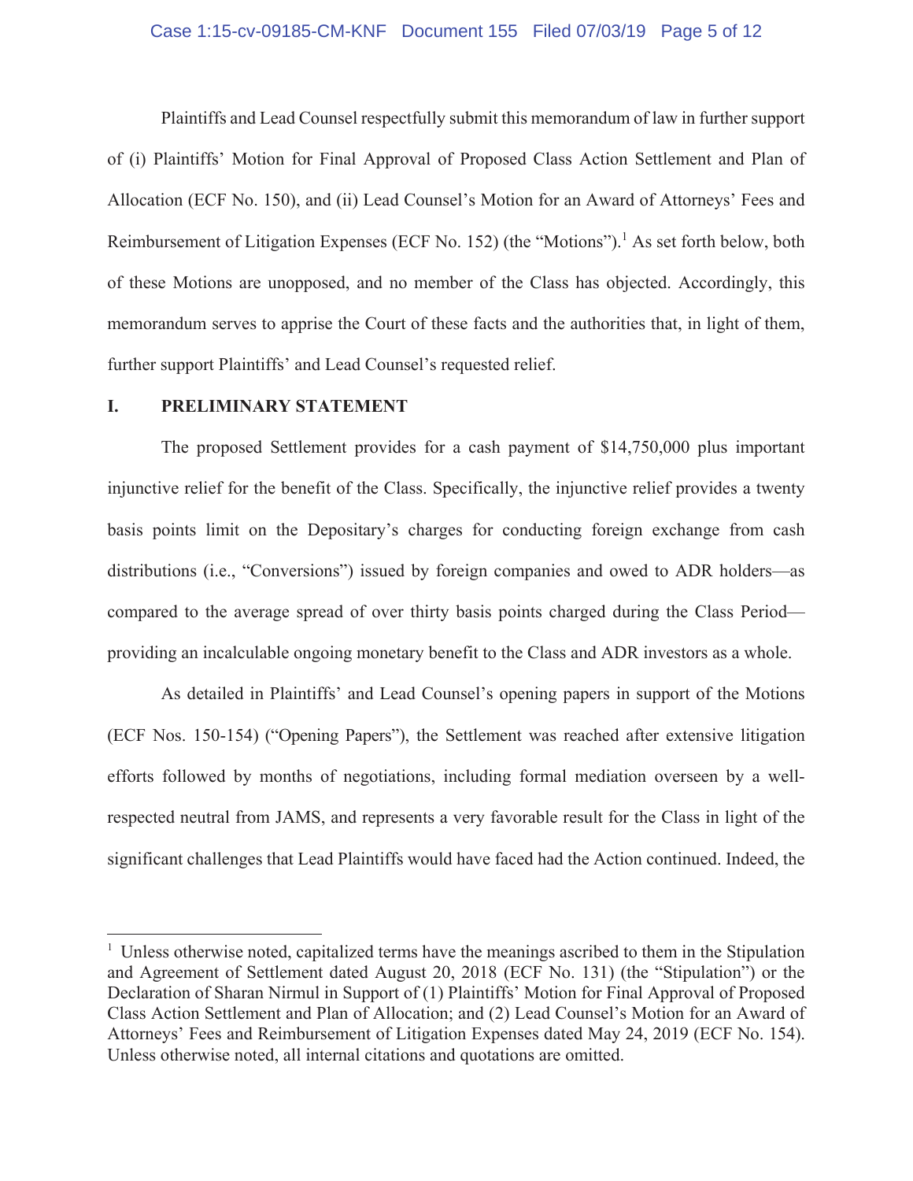Plaintiffs and Lead Counsel respectfully submit this memorandum of law in further support of (i) Plaintiffs' Motion for Final Approval of Proposed Class Action Settlement and Plan of Allocation (ECF No. 150), and (ii) Lead Counsel's Motion for an Award of Attorneys' Fees and Reimbursement of Litigation Expenses (ECF No. 152) (the "Motions").[1] As set forth below, both of these Motions are unopposed, and no member of the Class has objected. Accordingly, this memorandum serves to apprise the Court of these facts and the authorities that, in light of them, further support Plaintiffs' and Lead Counsel's requested relief.

## I. PRELIMINARY STATEMENT

The proposed Settlement provides for a cash payment of $14,750,000 plus important injunctive relief for the benefit of the Class. Specifically, the injunctive relief provides a twenty basis points limit on the Depositary's charges for conducting foreign exchange from cash distributions (i.e., "Conversions") issued by foreign companies and owed to ADR holders—as compared to the average spread of over thirty basis points charged during the Class Period—providing an incalculable ongoing monetary benefit to the Class and ADR investors as a whole.

As detailed in Plaintiffs' and Lead Counsel's opening papers in support of the Motions (ECF Nos. 150-154) ("Opening Papers"), the Settlement was reached after extensive litigation efforts followed by months of negotiations, including formal mediation overseen by a well-respected neutral from JAMS, and represents a very favorable result for the Class in light of the significant challenges that Lead Plaintiffs would have faced had the Action continued. Indeed, the

[1] Unless otherwise noted, capitalized terms have the meanings ascribed to them in the Stipulation and Agreement of Settlement dated August 20, 2018 (ECF No. 131) (the "Stipulation") or the Declaration of Sharan Nirmul in Support of (1) Plaintiffs' Motion for Final Approval of Proposed Class Action Settlement and Plan of Allocation; and (2) Lead Counsel's Motion for an Award of Attorneys' Fees and Reimbursement of Litigation Expenses dated May 24, 2019 (ECF No. 154). Unless otherwise noted, all internal citations and quotations are omitted.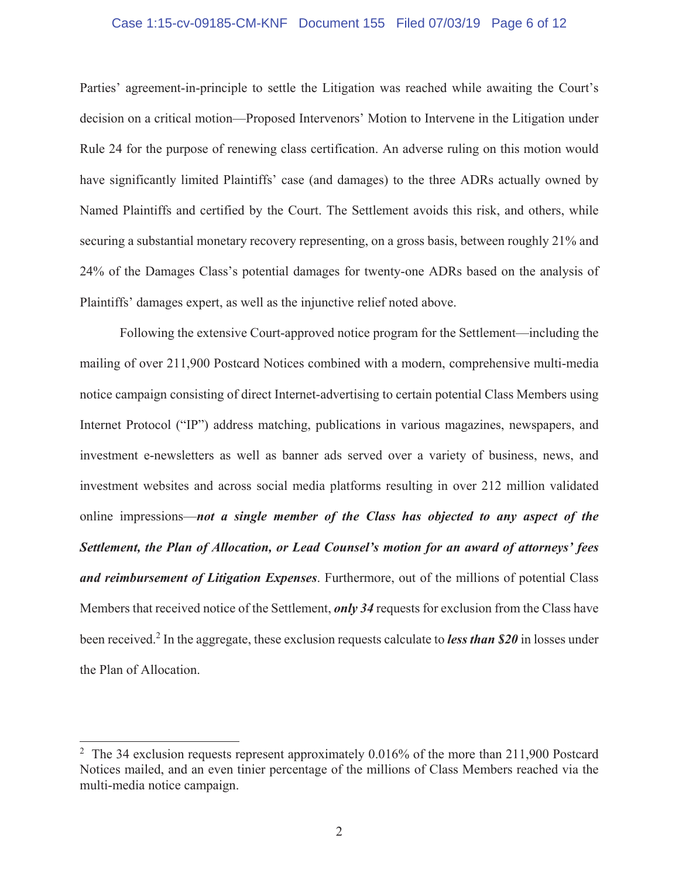Parties' agreement-in-principle to settle the Litigation was reached while awaiting the Court's decision on a critical motion—Proposed Intervenors' Motion to Intervene in the Litigation under Rule 24 for the purpose of renewing class certification. An adverse ruling on this motion would have significantly limited Plaintiffs' case (and damages) to the three ADRs actually owned by Named Plaintiffs and certified by the Court. The Settlement avoids this risk, and others, while securing a substantial monetary recovery representing, on a gross basis, between roughly 21% and 24% of the Damages Class's potential damages for twenty-one ADRs based on the analysis of Plaintiffs' damages expert, as well as the injunctive relief noted above.

Following the extensive Court-approved notice program for the Settlement—including the mailing of over 211,900 Postcard Notices combined with a modern, comprehensive multi-media notice campaign consisting of direct Internet-advertising to certain potential Class Members using Internet Protocol ("IP") address matching, publications in various magazines, newspapers, and investment e-newsletters as well as banner ads served over a variety of business, news, and investment websites and across social media platforms resulting in over 212 million validated online impressions—***not a single member of the Class has objected to any aspect of the Settlement, the Plan of Allocation, or Lead Counsel's motion for an award of attorneys' fees and reimbursement of Litigation Expenses***. Furthermore, out of the millions of potential Class Members that received notice of the Settlement, ***only 34*** requests for exclusion from the Class have been received.[2] In the aggregate, these exclusion requests calculate to ***less than $20*** in losses under the Plan of Allocation.

[2] The 34 exclusion requests represent approximately 0.016% of the more than 211,900 Postcard Notices mailed, and an even tinier percentage of the millions of Class Members reached via the multi-media notice campaign.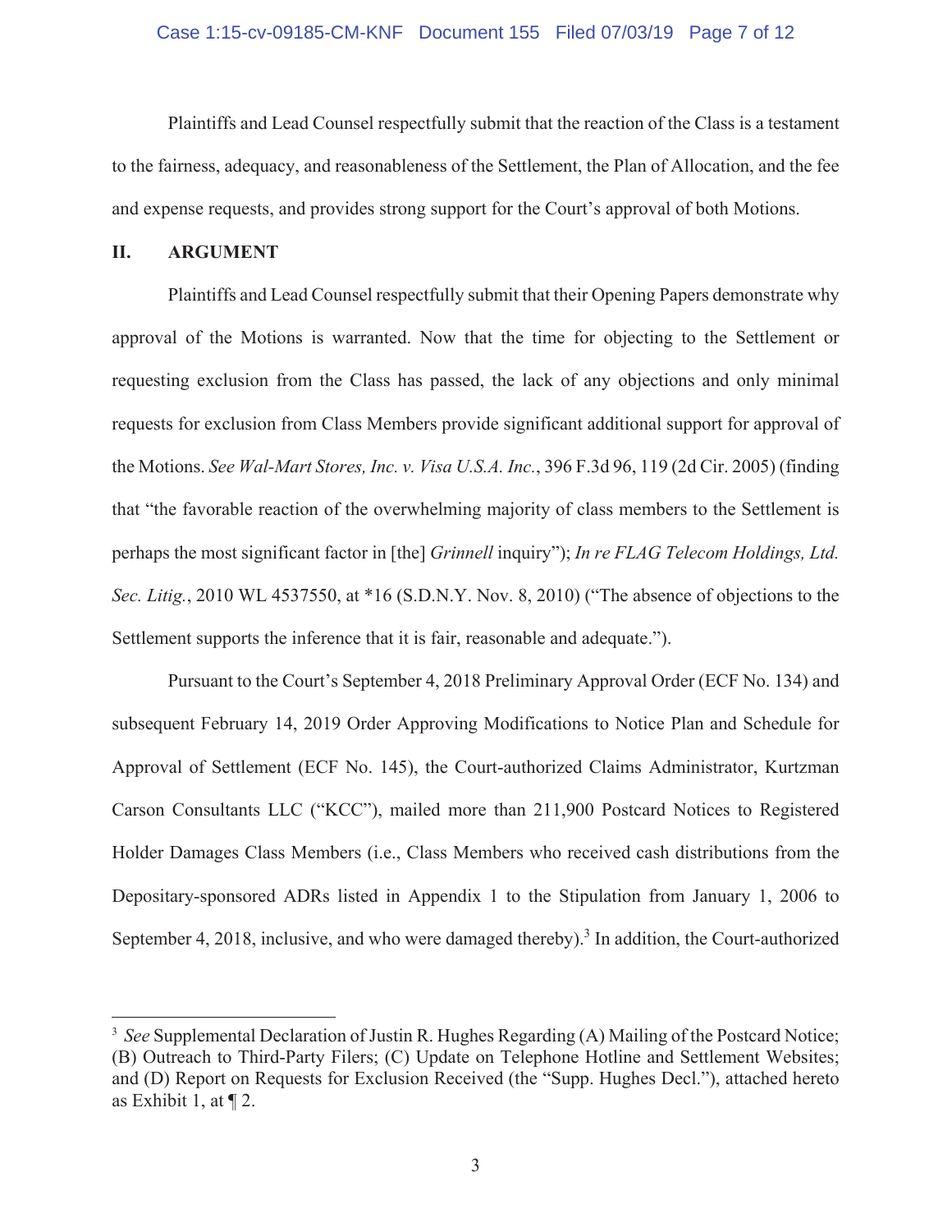Plaintiffs and Lead Counsel respectfully submit that the reaction of the Class is a testament to the fairness, adequacy, and reasonableness of the Settlement, the Plan of Allocation, and the fee and expense requests, and provides strong support for the Court's approval of both Motions.

## II. ARGUMENT

Plaintiffs and Lead Counsel respectfully submit that their Opening Papers demonstrate why approval of the Motions is warranted. Now that the time for objecting to the Settlement or requesting exclusion from the Class has passed, the lack of any objections and only minimal requests for exclusion from Class Members provide significant additional support for approval of the Motions. *See Wal-Mart Stores, Inc. v. Visa U.S.A. Inc.*, 396 F.3d 96, 119 (2d Cir. 2005) (finding that "the favorable reaction of the overwhelming majority of class members to the Settlement is perhaps the most significant factor in [the] *Grinnell* inquiry"); *In re FLAG Telecom Holdings, Ltd. Sec. Litig.*, 2010 WL 4537550, at *16 (S.D.N.Y. Nov. 8, 2010) ("The absence of objections to the Settlement supports the inference that it is fair, reasonable and adequate.").

Pursuant to the Court's September 4, 2018 Preliminary Approval Order (ECF No. 134) and subsequent February 14, 2019 Order Approving Modifications to Notice Plan and Schedule for Approval of Settlement (ECF No. 145), the Court-authorized Claims Administrator, Kurtzman Carson Consultants LLC ("KCC"), mailed more than 211,900 Postcard Notices to Registered Holder Damages Class Members (i.e., Class Members who received cash distributions from the Depositary-sponsored ADRs listed in Appendix 1 to the Stipulation from January 1, 2006 to September 4, 2018, inclusive, and who were damaged thereby).[3] In addition, the Court-authorized

---

[3] *See* Supplemental Declaration of Justin R. Hughes Regarding (A) Mailing of the Postcard Notice; (B) Outreach to Third-Party Filers; (C) Update on Telephone Hotline and Settlement Websites; and (D) Report on Requests for Exclusion Received (the "Supp. Hughes Decl."), attached hereto as Exhibit 1, at ¶ 2.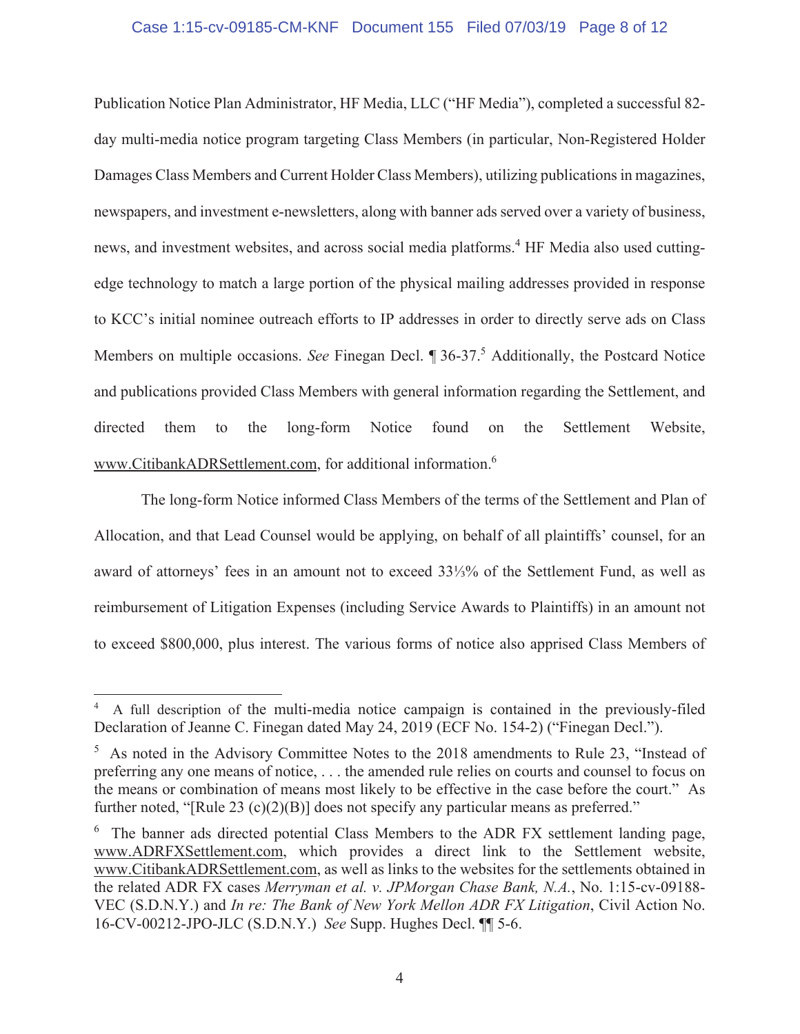Publication Notice Plan Administrator, HF Media, LLC ("HF Media"), completed a successful 82-day multi-media notice program targeting Class Members (in particular, Non-Registered Holder Damages Class Members and Current Holder Class Members), utilizing publications in magazines, newspapers, and investment e-newsletters, along with banner ads served over a variety of business, news, and investment websites, and across social media platforms.[4] HF Media also used cutting-edge technology to match a large portion of the physical mailing addresses provided in response to KCC's initial nominee outreach efforts to IP addresses in order to directly serve ads on Class Members on multiple occasions. *See* Finegan Decl. ¶ 36-37.[5] Additionally, the Postcard Notice and publications provided Class Members with general information regarding the Settlement, and directed them to the long-form Notice found on the Settlement Website, www.CitibankADRSettlement.com, for additional information.[6]

The long-form Notice informed Class Members of the terms of the Settlement and Plan of Allocation, and that Lead Counsel would be applying, on behalf of all plaintiffs' counsel, for an award of attorneys' fees in an amount not to exceed 33⅓% of the Settlement Fund, as well as reimbursement of Litigation Expenses (including Service Awards to Plaintiffs) in an amount not to exceed $800,000, plus interest. The various forms of notice also apprised Class Members of

---

[4] A full description of the multi-media notice campaign is contained in the previously-filed Declaration of Jeanne C. Finegan dated May 24, 2019 (ECF No. 154-2) ("Finegan Decl.").

[5] As noted in the Advisory Committee Notes to the 2018 amendments to Rule 23, "Instead of preferring any one means of notice, . . . the amended rule relies on courts and counsel to focus on the means or combination of means most likely to be effective in the case before the court." As further noted, "[Rule 23 (c)(2)(B)] does not specify any particular means as preferred."

[6] The banner ads directed potential Class Members to the ADR FX settlement landing page, www.ADRFXSettlement.com, which provides a direct link to the Settlement website, www.CitibankADRSettlement.com, as well as links to the websites for the settlements obtained in the related ADR FX cases *Merryman et al. v. JPMorgan Chase Bank, N.A.*, No. 1:15-cv-09188-VEC (S.D.N.Y.) and *In re: The Bank of New York Mellon ADR FX Litigation*, Civil Action No. 16-CV-00212-JPO-JLC (S.D.N.Y.) *See* Supp. Hughes Decl. ¶¶ 5-6.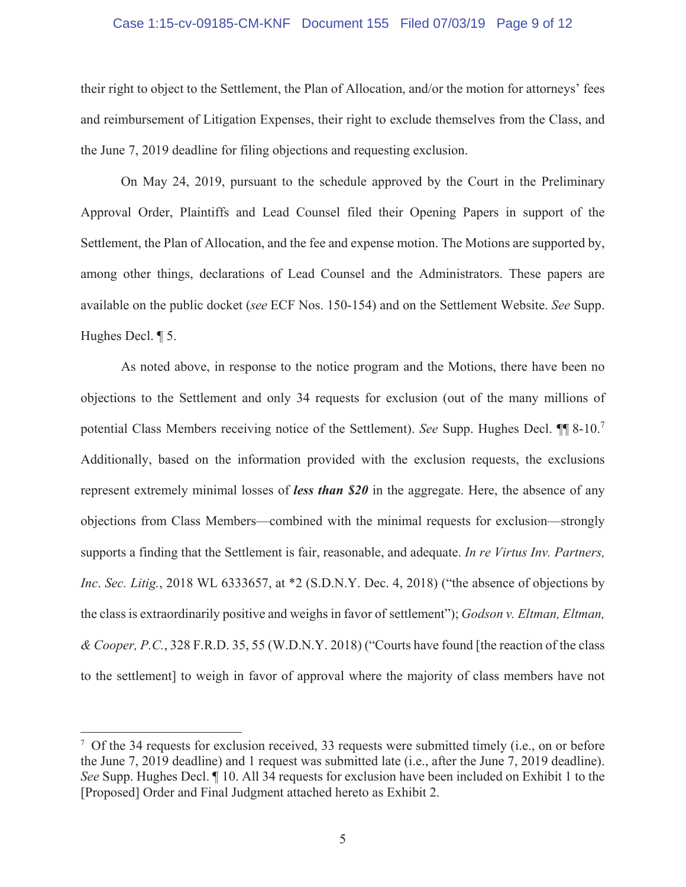their right to object to the Settlement, the Plan of Allocation, and/or the motion for attorneys' fees and reimbursement of Litigation Expenses, their right to exclude themselves from the Class, and the June 7, 2019 deadline for filing objections and requesting exclusion.

On May 24, 2019, pursuant to the schedule approved by the Court in the Preliminary Approval Order, Plaintiffs and Lead Counsel filed their Opening Papers in support of the Settlement, the Plan of Allocation, and the fee and expense motion. The Motions are supported by, among other things, declarations of Lead Counsel and the Administrators. These papers are available on the public docket (*see* ECF Nos. 150-154) and on the Settlement Website. *See* Supp. Hughes Decl. ¶ 5.

As noted above, in response to the notice program and the Motions, there have been no objections to the Settlement and only 34 requests for exclusion (out of the many millions of potential Class Members receiving notice of the Settlement). *See* Supp. Hughes Decl. ¶¶ 8-10.[7] Additionally, based on the information provided with the exclusion requests, the exclusions represent extremely minimal losses of ***less than $20*** in the aggregate. Here, the absence of any objections from Class Members—combined with the minimal requests for exclusion—strongly supports a finding that the Settlement is fair, reasonable, and adequate. *In re Virtus Inv. Partners, Inc. Sec. Litig.*, 2018 WL 6333657, at *2 (S.D.N.Y. Dec. 4, 2018) ("the absence of objections by the class is extraordinarily positive and weighs in favor of settlement"); *Godson v. Eltman, Eltman, & Cooper, P.C.*, 328 F.R.D. 35, 55 (W.D.N.Y. 2018) ("Courts have found [the reaction of the class to the settlement] to weigh in favor of approval where the majority of class members have not

---

[7] Of the 34 requests for exclusion received, 33 requests were submitted timely (i.e., on or before the June 7, 2019 deadline) and 1 request was submitted late (i.e., after the June 7, 2019 deadline). *See* Supp. Hughes Decl. ¶ 10. All 34 requests for exclusion have been included on Exhibit 1 to the [Proposed] Order and Final Judgment attached hereto as Exhibit 2.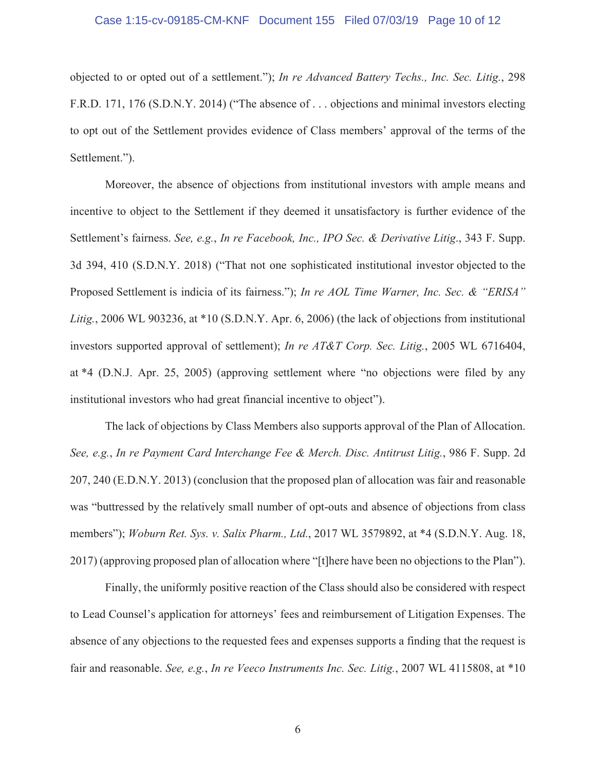objected to or opted out of a settlement."); *In re Advanced Battery Techs., Inc. Sec. Litig.*, 298 F.R.D. 171, 176 (S.D.N.Y. 2014) ("The absence of . . . objections and minimal investors electing to opt out of the Settlement provides evidence of Class members' approval of the terms of the Settlement.").

Moreover, the absence of objections from institutional investors with ample means and incentive to object to the Settlement if they deemed it unsatisfactory is further evidence of the Settlement's fairness. *See, e.g.*, *In re Facebook, Inc., IPO Sec. & Derivative Litig*., 343 F. Supp. 3d 394, 410 (S.D.N.Y. 2018) ("That not one sophisticated institutional investor objected to the Proposed Settlement is indicia of its fairness."); *In re AOL Time Warner, Inc. Sec. & "ERISA" Litig.*, 2006 WL 903236, at *10 (S.D.N.Y. Apr. 6, 2006) (the lack of objections from institutional investors supported approval of settlement); *In re AT&T Corp. Sec. Litig.*, 2005 WL 6716404, at *4 (D.N.J. Apr. 25, 2005) (approving settlement where "no objections were filed by any institutional investors who had great financial incentive to object").

The lack of objections by Class Members also supports approval of the Plan of Allocation. *See, e.g.*, *In re Payment Card Interchange Fee & Merch. Disc. Antitrust Litig.*, 986 F. Supp. 2d 207, 240 (E.D.N.Y. 2013) (conclusion that the proposed plan of allocation was fair and reasonable was "buttressed by the relatively small number of opt-outs and absence of objections from class members"); *Woburn Ret. Sys. v. Salix Pharm., Ltd.*, 2017 WL 3579892, at *4 (S.D.N.Y. Aug. 18, 2017) (approving proposed plan of allocation where "[t]here have been no objections to the Plan").

Finally, the uniformly positive reaction of the Class should also be considered with respect to Lead Counsel's application for attorneys' fees and reimbursement of Litigation Expenses. The absence of any objections to the requested fees and expenses supports a finding that the request is fair and reasonable. *See, e.g.*, *In re Veeco Instruments Inc. Sec. Litig.*, 2007 WL 4115808, at *10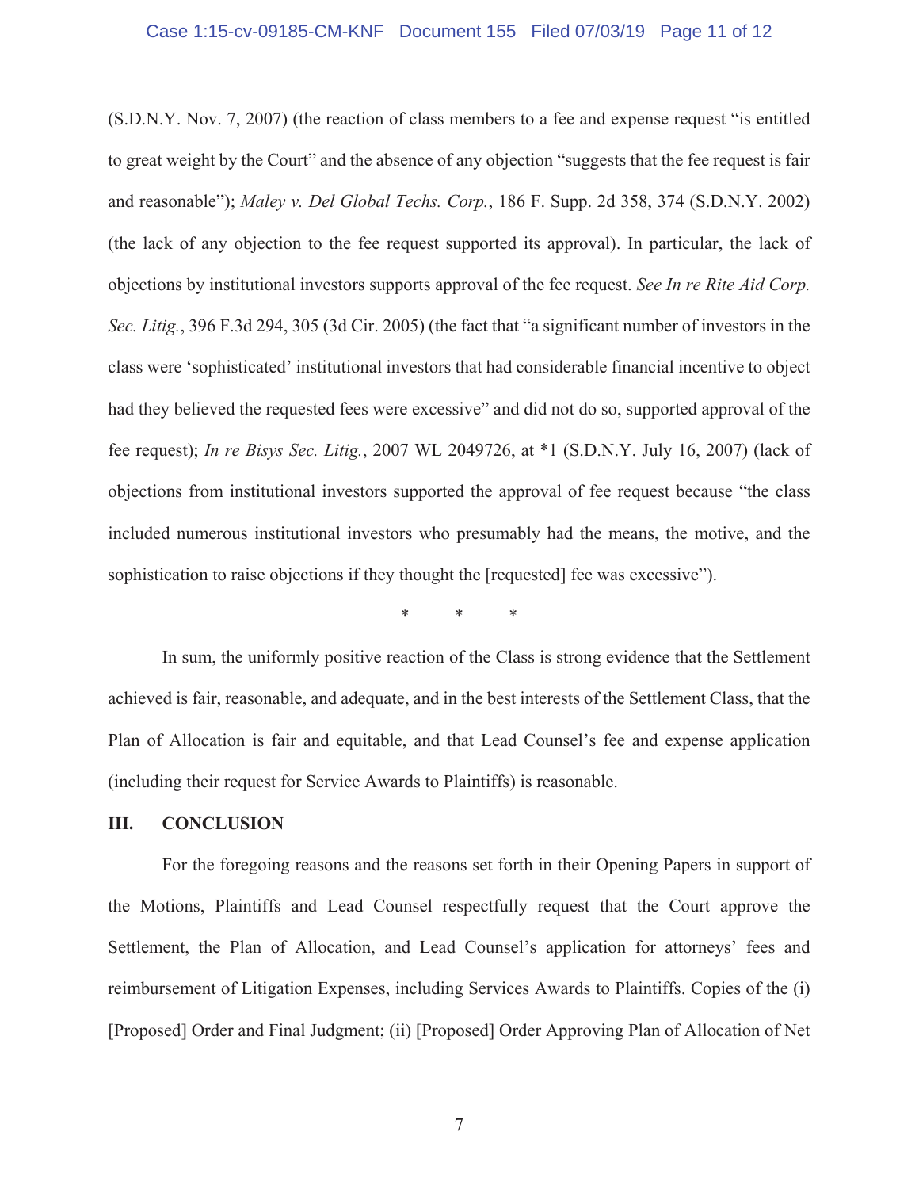(S.D.N.Y. Nov. 7, 2007) (the reaction of class members to a fee and expense request "is entitled to great weight by the Court" and the absence of any objection "suggests that the fee request is fair and reasonable"); *Maley v. Del Global Techs. Corp.*, 186 F. Supp. 2d 358, 374 (S.D.N.Y. 2002) (the lack of any objection to the fee request supported its approval). In particular, the lack of objections by institutional investors supports approval of the fee request. *See In re Rite Aid Corp. Sec. Litig.*, 396 F.3d 294, 305 (3d Cir. 2005) (the fact that "a significant number of investors in the class were 'sophisticated' institutional investors that had considerable financial incentive to object had they believed the requested fees were excessive" and did not do so, supported approval of the fee request); *In re Bisys Sec. Litig.*, 2007 WL 2049726, at *1 (S.D.N.Y. July 16, 2007) (lack of objections from institutional investors supported the approval of fee request because "the class included numerous institutional investors who presumably had the means, the motive, and the sophistication to raise objections if they thought the [requested] fee was excessive").

\* \* \*

In sum, the uniformly positive reaction of the Class is strong evidence that the Settlement achieved is fair, reasonable, and adequate, and in the best interests of the Settlement Class, that the Plan of Allocation is fair and equitable, and that Lead Counsel's fee and expense application (including their request for Service Awards to Plaintiffs) is reasonable.

## III. CONCLUSION

For the foregoing reasons and the reasons set forth in their Opening Papers in support of the Motions, Plaintiffs and Lead Counsel respectfully request that the Court approve the Settlement, the Plan of Allocation, and Lead Counsel's application for attorneys' fees and reimbursement of Litigation Expenses, including Services Awards to Plaintiffs. Copies of the (i) [Proposed] Order and Final Judgment; (ii) [Proposed] Order Approving Plan of Allocation of Net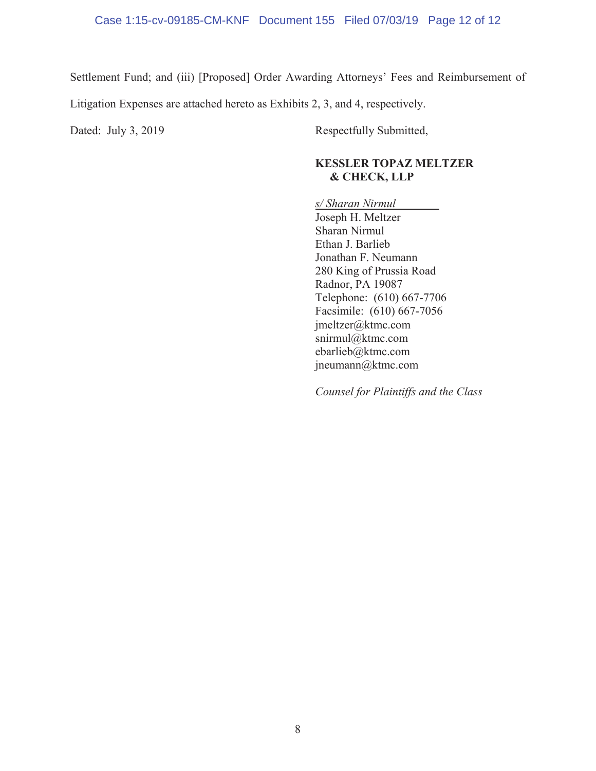Settlement Fund; and (iii) [Proposed] Order Awarding Attorneys' Fees and Reimbursement of Litigation Expenses are attached hereto as Exhibits 2, 3, and 4, respectively.

Dated: July 3, 2019

Respectfully Submitted,

**KESSLER TOPAZ MELTZER & CHECK, LLP**

*s/ Sharan Nirmul*  
Joseph H. Meltzer  
Sharan Nirmul  
Ethan J. Barlieb  
Jonathan F. Neumann  
280 King of Prussia Road  
Radnor, PA 19087  
Telephone: (610) 667-7706  
Facsimile: (610) 667-7056  
jmeltzer@ktmc.com  
snirmul@ktmc.com  
ebarlieb@ktmc.com  
jneumann@ktmc.com

*Counsel for Plaintiffs and the Class*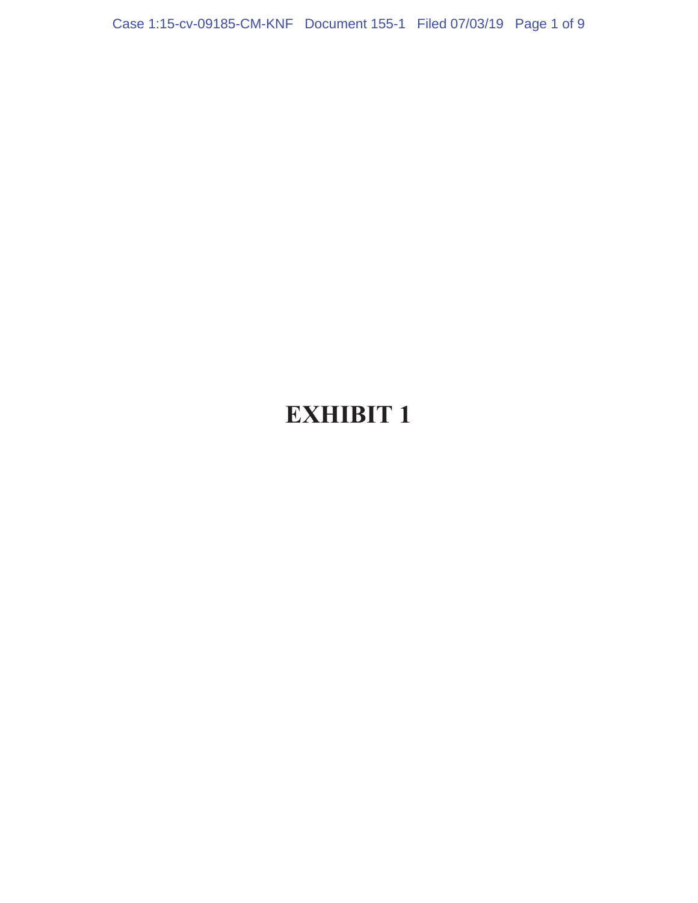# EXHIBIT 1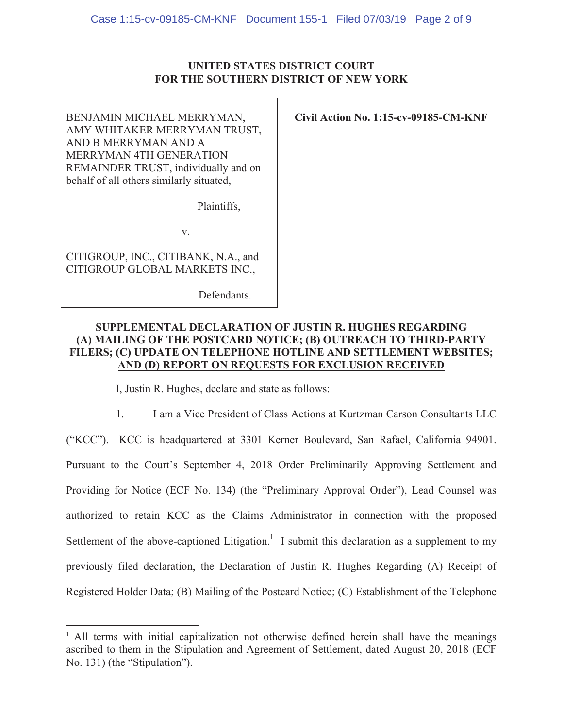**UNITED STATES DISTRICT COURT**
**FOR THE SOUTHERN DISTRICT OF NEW YORK**

| | |
|---|---|
| BENJAMIN MICHAEL MERRYMAN, AMY WHITAKER MERRYMAN TRUST, AND B MERRYMAN AND A MERRYMAN 4TH GENERATION REMAINDER TRUST, individually and on behalf of all others similarly situated,<br><br>Plaintiffs,<br><br>v.<br><br>CITIGROUP, INC., CITIBANK, N.A., and CITIGROUP GLOBAL MARKETS INC.,<br><br>Defendants. | **Civil Action No. 1:15-cv-09185-CM-KNF** |

**SUPPLEMENTAL DECLARATION OF JUSTIN R. HUGHES REGARDING (A) MAILING OF THE POSTCARD NOTICE; (B) OUTREACH TO THIRD-PARTY FILERS; (C) UPDATE ON TELEPHONE HOTLINE AND SETTLEMENT WEBSITES; AND (D) REPORT ON REQUESTS FOR EXCLUSION RECEIVED**

I, Justin R. Hughes, declare and state as follows:

1. I am a Vice President of Class Actions at Kurtzman Carson Consultants LLC ("KCC"). KCC is headquartered at 3301 Kerner Boulevard, San Rafael, California 94901. Pursuant to the Court's September 4, 2018 Order Preliminarily Approving Settlement and Providing for Notice (ECF No. 134) (the "Preliminary Approval Order"), Lead Counsel was authorized to retain KCC as the Claims Administrator in connection with the proposed Settlement of the above-captioned Litigation.[1] I submit this declaration as a supplement to my previously filed declaration, the Declaration of Justin R. Hughes Regarding (A) Receipt of Registered Holder Data; (B) Mailing of the Postcard Notice; (C) Establishment of the Telephone

[1] All terms with initial capitalization not otherwise defined herein shall have the meanings ascribed to them in the Stipulation and Agreement of Settlement, dated August 20, 2018 (ECF No. 131) (the "Stipulation").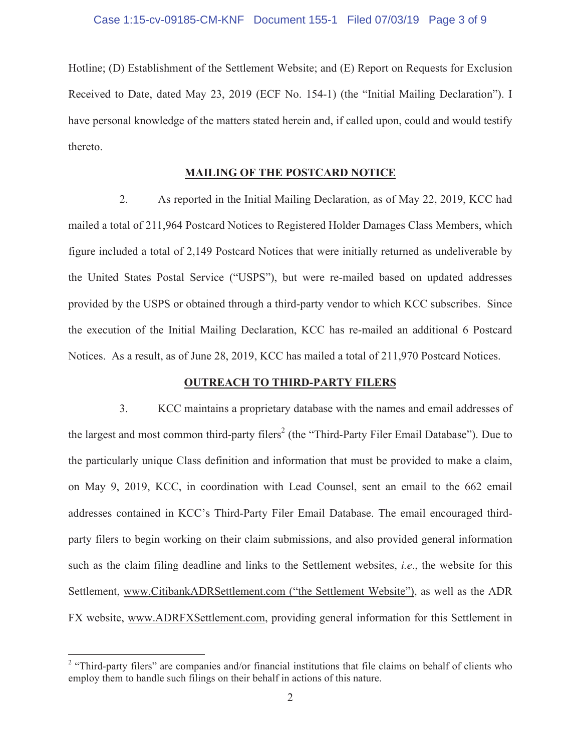Hotline; (D) Establishment of the Settlement Website; and (E) Report on Requests for Exclusion Received to Date, dated May 23, 2019 (ECF No. 154-1) (the "Initial Mailing Declaration"). I have personal knowledge of the matters stated herein and, if called upon, could and would testify thereto.

## MAILING OF THE POSTCARD NOTICE

2. As reported in the Initial Mailing Declaration, as of May 22, 2019, KCC had mailed a total of 211,964 Postcard Notices to Registered Holder Damages Class Members, which figure included a total of 2,149 Postcard Notices that were initially returned as undeliverable by the United States Postal Service ("USPS"), but were re-mailed based on updated addresses provided by the USPS or obtained through a third-party vendor to which KCC subscribes. Since the execution of the Initial Mailing Declaration, KCC has re-mailed an additional 6 Postcard Notices. As a result, as of June 28, 2019, KCC has mailed a total of 211,970 Postcard Notices.

## OUTREACH TO THIRD-PARTY FILERS

3. KCC maintains a proprietary database with the names and email addresses of the largest and most common third-party filers[2] (the "Third-Party Filer Email Database"). Due to the particularly unique Class definition and information that must be provided to make a claim, on May 9, 2019, KCC, in coordination with Lead Counsel, sent an email to the 662 email addresses contained in KCC's Third-Party Filer Email Database. The email encouraged third-party filers to begin working on their claim submissions, and also provided general information such as the claim filing deadline and links to the Settlement websites, *i.e.*, the website for this Settlement, www.CitibankADRSettlement.com ("the Settlement Website"), as well as the ADR FX website, www.ADRFXSettlement.com, providing general information for this Settlement in

[2] "Third-party filers" are companies and/or financial institutions that file claims on behalf of clients who employ them to handle such filings on their behalf in actions of this nature.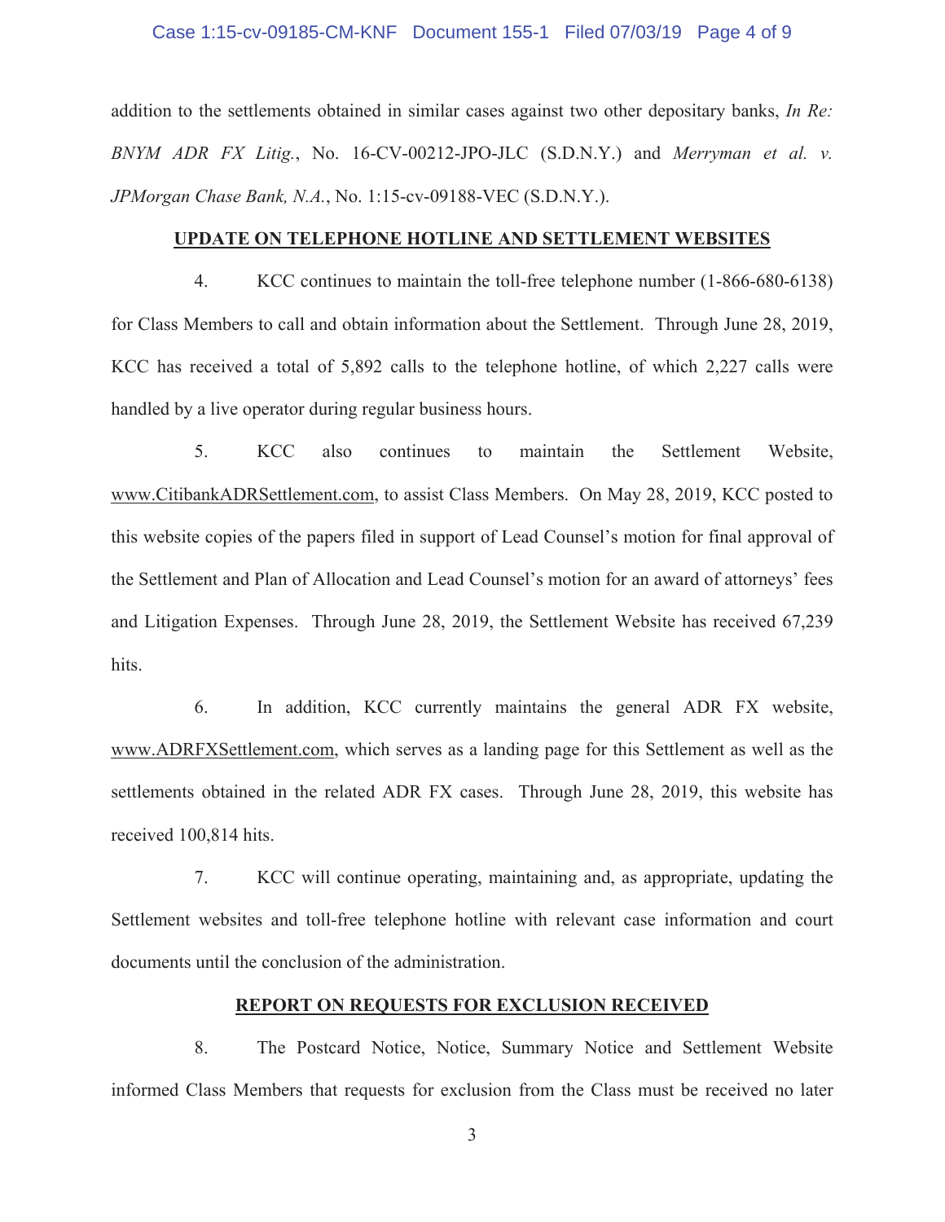addition to the settlements obtained in similar cases against two other depositary banks, *In Re: BNYM ADR FX Litig.*, No. 16-CV-00212-JPO-JLC (S.D.N.Y.) and *Merryman et al. v. JPMorgan Chase Bank, N.A.*, No. 1:15-cv-09188-VEC (S.D.N.Y.).

**UPDATE ON TELEPHONE HOTLINE AND SETTLEMENT WEBSITES**

4. KCC continues to maintain the toll-free telephone number (1-866-680-6138) for Class Members to call and obtain information about the Settlement. Through June 28, 2019, KCC has received a total of 5,892 calls to the telephone hotline, of which 2,227 calls were handled by a live operator during regular business hours.

5. KCC also continues to maintain the Settlement Website, www.CitibankADRSettlement.com, to assist Class Members. On May 28, 2019, KCC posted to this website copies of the papers filed in support of Lead Counsel's motion for final approval of the Settlement and Plan of Allocation and Lead Counsel's motion for an award of attorneys' fees and Litigation Expenses. Through June 28, 2019, the Settlement Website has received 67,239 hits.

6. In addition, KCC currently maintains the general ADR FX website, www.ADRFXSettlement.com, which serves as a landing page for this Settlement as well as the settlements obtained in the related ADR FX cases. Through June 28, 2019, this website has received 100,814 hits.

7. KCC will continue operating, maintaining and, as appropriate, updating the Settlement websites and toll-free telephone hotline with relevant case information and court documents until the conclusion of the administration.

**REPORT ON REQUESTS FOR EXCLUSION RECEIVED**

8. The Postcard Notice, Notice, Summary Notice and Settlement Website informed Class Members that requests for exclusion from the Class must be received no later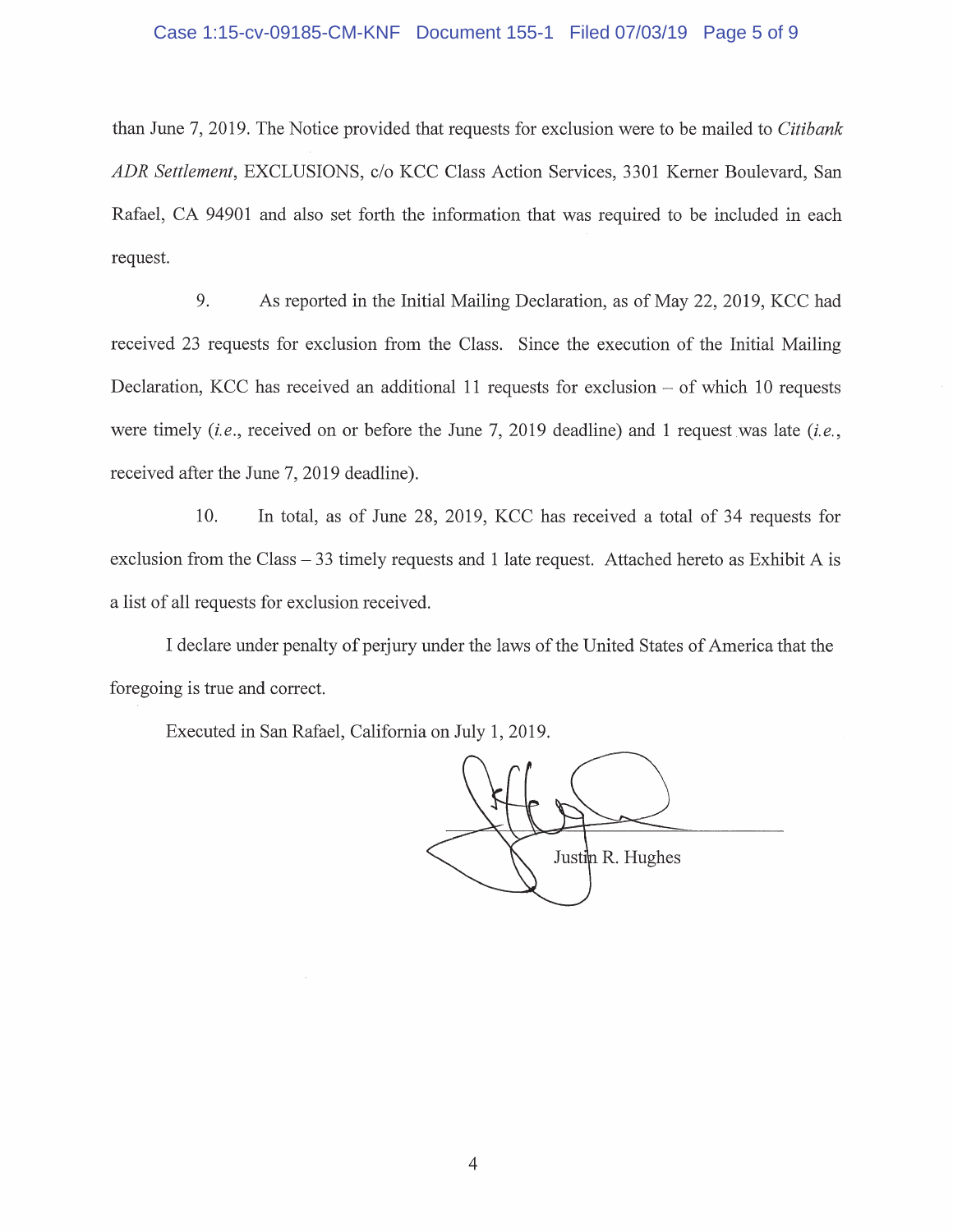than June 7, 2019. The Notice provided that requests for exclusion were to be mailed to *Citibank ADR Settlement*, EXCLUSIONS, c/o KCC Class Action Services, 3301 Kerner Boulevard, San Rafael, CA 94901 and also set forth the information that was required to be included in each request.

9. As reported in the Initial Mailing Declaration, as of May 22, 2019, KCC had received 23 requests for exclusion from the Class. Since the execution of the Initial Mailing Declaration, KCC has received an additional 11 requests for exclusion – of which 10 requests were timely (*i.e.*, received on or before the June 7, 2019 deadline) and 1 request was late (*i.e.*, received after the June 7, 2019 deadline).

10. In total, as of June 28, 2019, KCC has received a total of 34 requests for exclusion from the Class – 33 timely requests and 1 late request. Attached hereto as Exhibit A is a list of all requests for exclusion received.

I declare under penalty of perjury under the laws of the United States of America that the foregoing is true and correct.

Executed in San Rafael, California on July 1, 2019.

Justin R. Hughes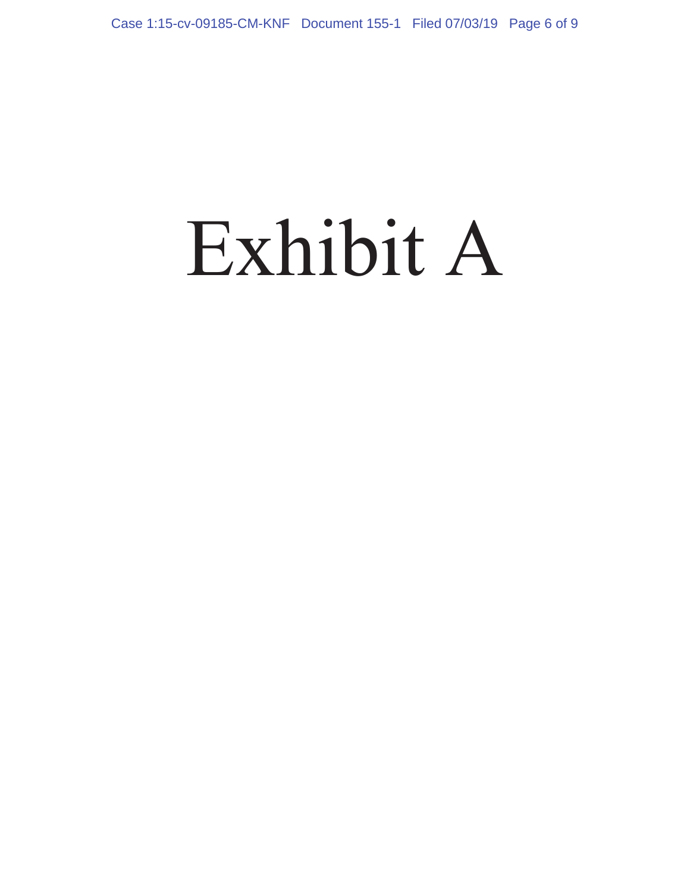# Exhibit A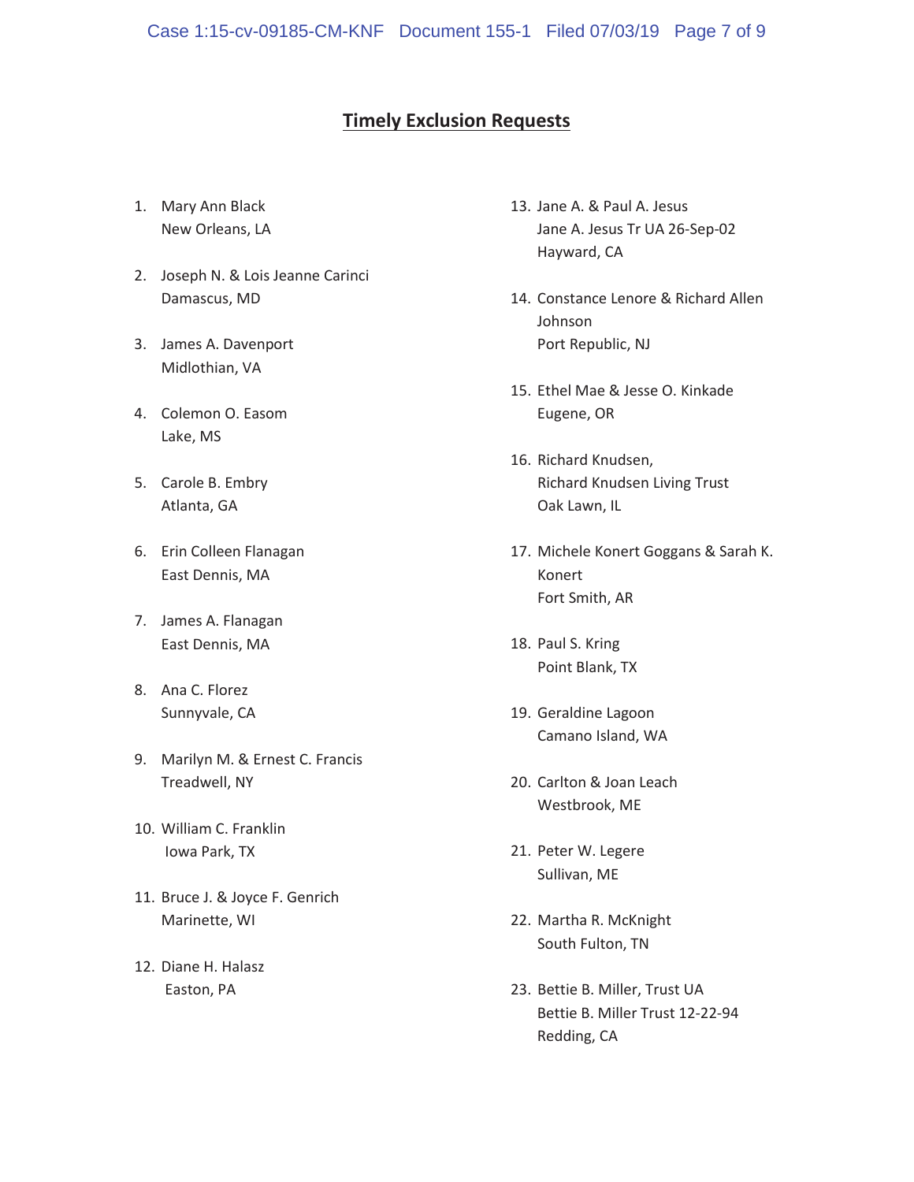## Timely Exclusion Requests

1. Mary Ann Black
   New Orleans, LA

2. Joseph N. & Lois Jeanne Carinci
   Damascus, MD

3. James A. Davenport
   Midlothian, VA

4. Colemon O. Easom
   Lake, MS

5. Carole B. Embry
   Atlanta, GA

6. Erin Colleen Flanagan
   East Dennis, MA

7. James A. Flanagan
   East Dennis, MA

8. Ana C. Florez
   Sunnyvale, CA

9. Marilyn M. & Ernest C. Francis
   Treadwell, NY

10. William C. Franklin
    Iowa Park, TX

11. Bruce J. & Joyce F. Genrich
    Marinette, WI

12. Diane H. Halasz
    Easton, PA

13. Jane A. & Paul A. Jesus
    Jane A. Jesus Tr UA 26-Sep-02
    Hayward, CA

14. Constance Lenore & Richard Allen Johnson
    Port Republic, NJ

15. Ethel Mae & Jesse O. Kinkade
    Eugene, OR

16. Richard Knudsen,
    Richard Knudsen Living Trust
    Oak Lawn, IL

17. Michele Konert Goggans & Sarah K. Konert
    Fort Smith, AR

18. Paul S. Kring
    Point Blank, TX

19. Geraldine Lagoon
    Camano Island, WA

20. Carlton & Joan Leach
    Westbrook, ME

21. Peter W. Legere
    Sullivan, ME

22. Martha R. McKnight
    South Fulton, TN

23. Bettie B. Miller, Trust UA
    Bettie B. Miller Trust 12-22-94
    Redding, CA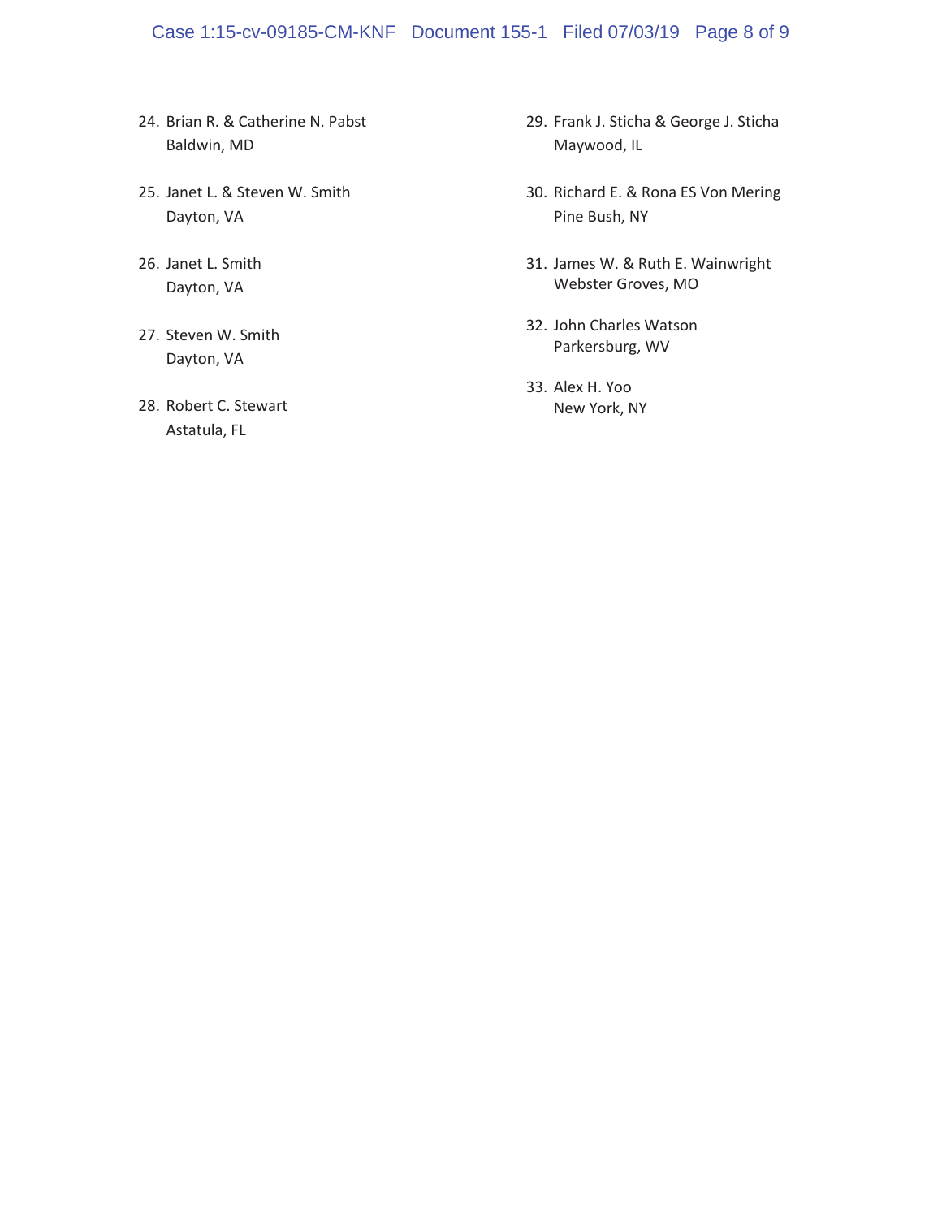24. Brian R. & Catherine N. Pabst
    Baldwin, MD

25. Janet L. & Steven W. Smith
    Dayton, VA

26. Janet L. Smith
    Dayton, VA

27. Steven W. Smith
    Dayton, VA

28. Robert C. Stewart
    Astatula, FL

29. Frank J. Sticha & George J. Sticha
    Maywood, IL

30. Richard E. & Rona ES Von Mering
    Pine Bush, NY

31. James W. & Ruth E. Wainwright
    Webster Groves, MO

32. John Charles Watson
    Parkersburg, WV

33. Alex H. Yoo
    New York, NY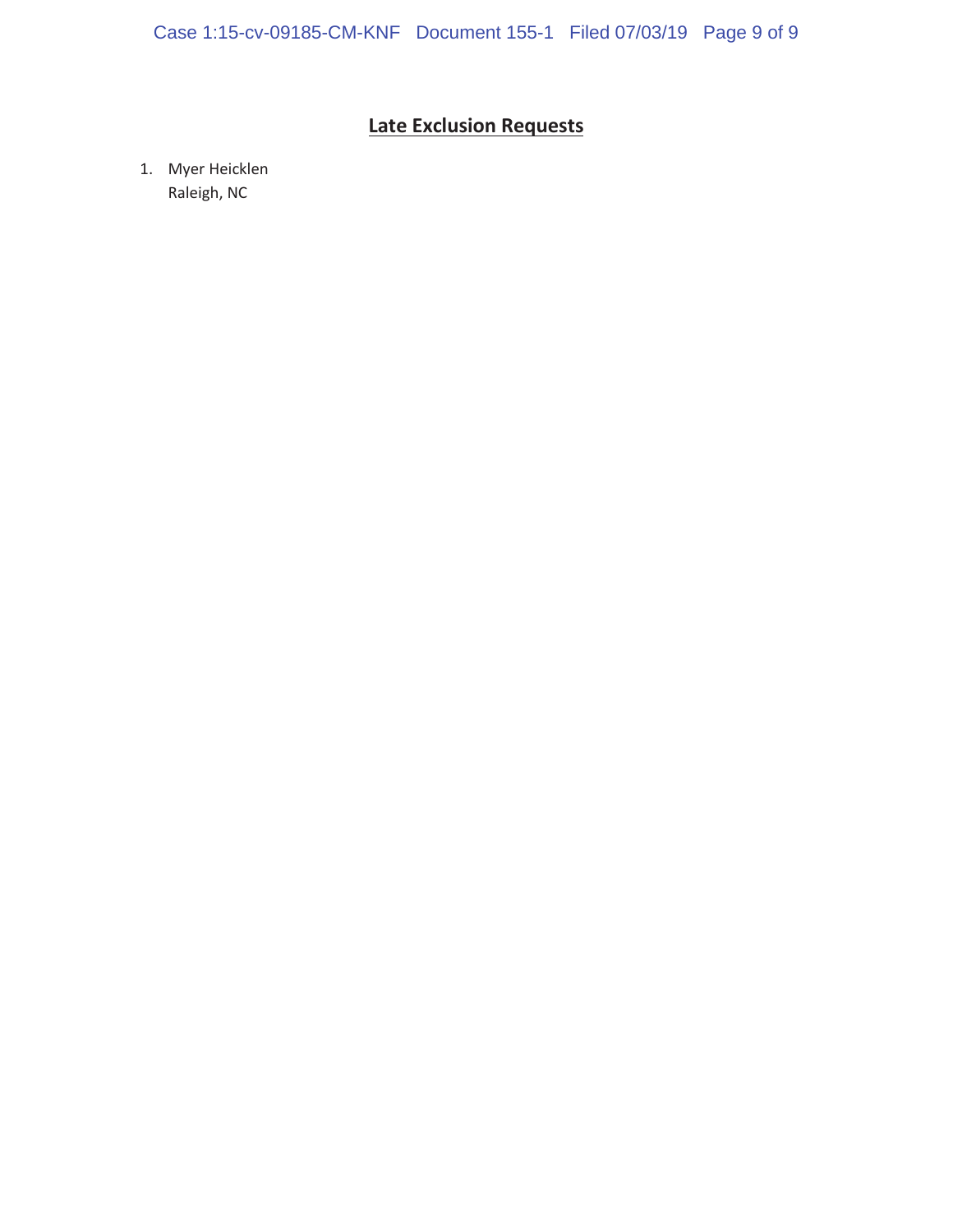## Late Exclusion Requests

1. Myer Heicklen
   Raleigh, NC